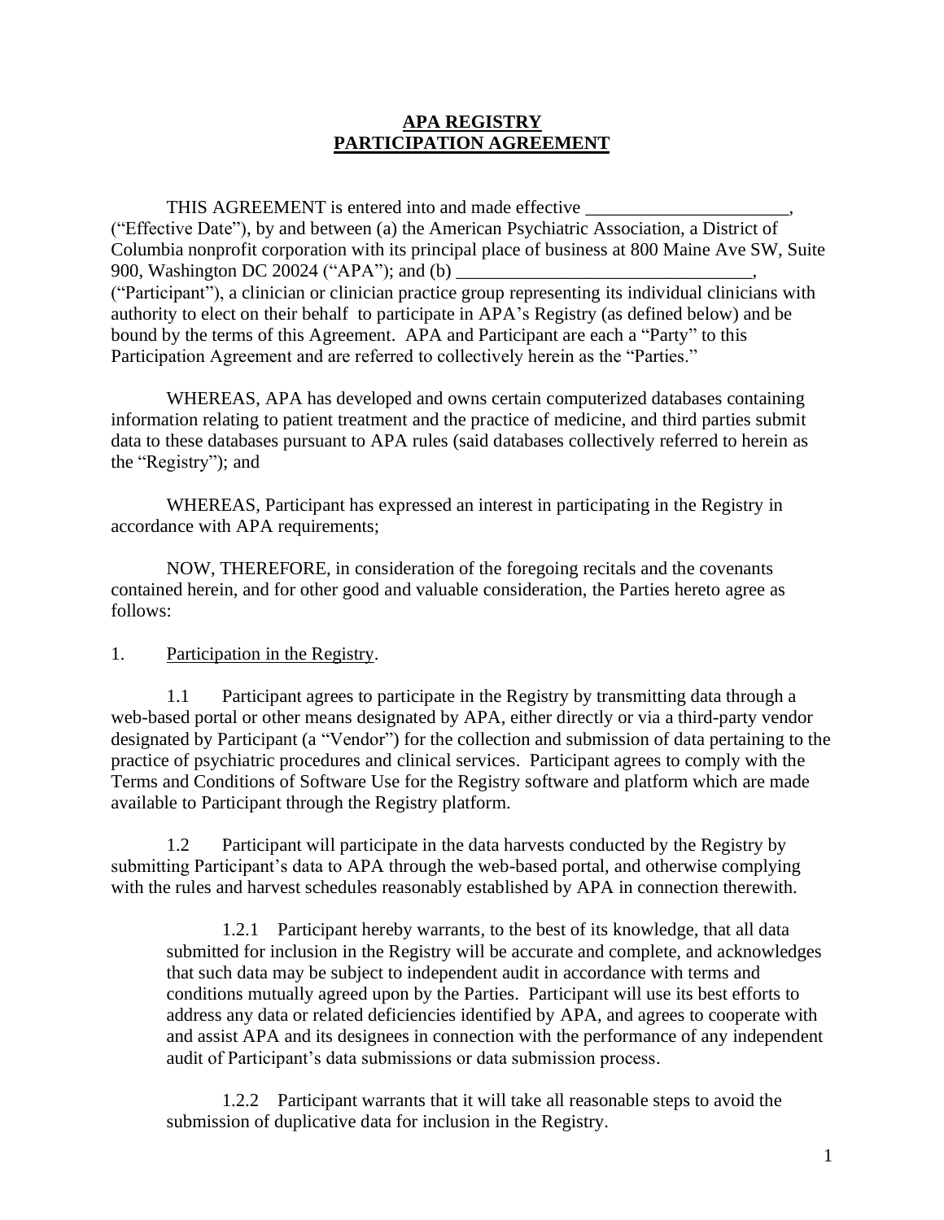**APA REGISTRY**
**PARTICIPATION AGREEMENT**

THIS AGREEMENT is entered into and made effective ______________________, ("Effective Date"), by and between (a) the American Psychiatric Association, a District of Columbia nonprofit corporation with its principal place of business at 800 Maine Ave SW, Suite 900, Washington DC 20024 ("APA"); and (b) ________________________________, ("Participant"), a clinician or clinician practice group representing its individual clinicians with authority to elect on their behalf to participate in APA's Registry (as defined below) and be bound by the terms of this Agreement. APA and Participant are each a "Party" to this Participation Agreement and are referred to collectively herein as the "Parties."

WHEREAS, APA has developed and owns certain computerized databases containing information relating to patient treatment and the practice of medicine, and third parties submit data to these databases pursuant to APA rules (said databases collectively referred to herein as the "Registry"); and

WHEREAS, Participant has expressed an interest in participating in the Registry in accordance with APA requirements;

NOW, THEREFORE, in consideration of the foregoing recitals and the covenants contained herein, and for other good and valuable consideration, the Parties hereto agree as follows:

1. Participation in the Registry.

1.1 Participant agrees to participate in the Registry by transmitting data through a web-based portal or other means designated by APA, either directly or via a third-party vendor designated by Participant (a "Vendor") for the collection and submission of data pertaining to the practice of psychiatric procedures and clinical services. Participant agrees to comply with the Terms and Conditions of Software Use for the Registry software and platform which are made available to Participant through the Registry platform.

1.2 Participant will participate in the data harvests conducted by the Registry by submitting Participant's data to APA through the web-based portal, and otherwise complying with the rules and harvest schedules reasonably established by APA in connection therewith.

1.2.1 Participant hereby warrants, to the best of its knowledge, that all data submitted for inclusion in the Registry will be accurate and complete, and acknowledges that such data may be subject to independent audit in accordance with terms and conditions mutually agreed upon by the Parties. Participant will use its best efforts to address any data or related deficiencies identified by APA, and agrees to cooperate with and assist APA and its designees in connection with the performance of any independent audit of Participant's data submissions or data submission process.

1.2.2 Participant warrants that it will take all reasonable steps to avoid the submission of duplicative data for inclusion in the Registry.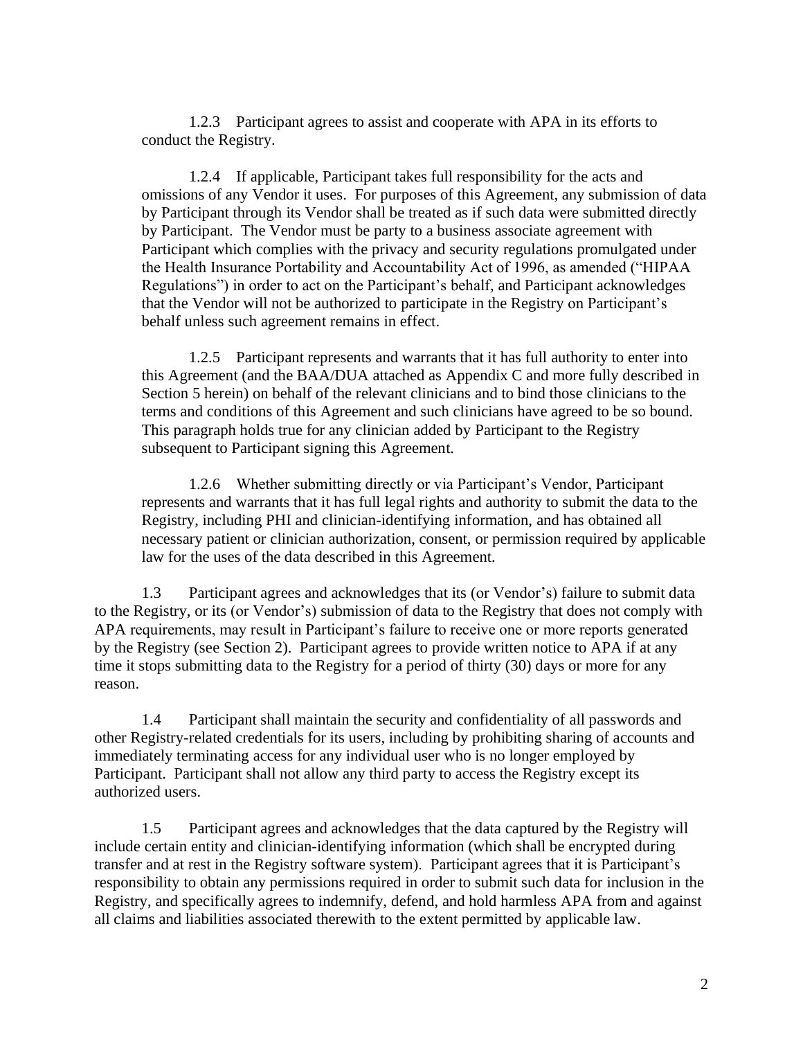1.2.3 Participant agrees to assist and cooperate with APA in its efforts to conduct the Registry.

1.2.4 If applicable, Participant takes full responsibility for the acts and omissions of any Vendor it uses. For purposes of this Agreement, any submission of data by Participant through its Vendor shall be treated as if such data were submitted directly by Participant. The Vendor must be party to a business associate agreement with Participant which complies with the privacy and security regulations promulgated under the Health Insurance Portability and Accountability Act of 1996, as amended ("HIPAA Regulations") in order to act on the Participant's behalf, and Participant acknowledges that the Vendor will not be authorized to participate in the Registry on Participant's behalf unless such agreement remains in effect.

1.2.5 Participant represents and warrants that it has full authority to enter into this Agreement (and the BAA/DUA attached as Appendix C and more fully described in Section 5 herein) on behalf of the relevant clinicians and to bind those clinicians to the terms and conditions of this Agreement and such clinicians have agreed to be so bound. This paragraph holds true for any clinician added by Participant to the Registry subsequent to Participant signing this Agreement.

1.2.6 Whether submitting directly or via Participant's Vendor, Participant represents and warrants that it has full legal rights and authority to submit the data to the Registry, including PHI and clinician-identifying information, and has obtained all necessary patient or clinician authorization, consent, or permission required by applicable law for the uses of the data described in this Agreement.

1.3 Participant agrees and acknowledges that its (or Vendor's) failure to submit data to the Registry, or its (or Vendor's) submission of data to the Registry that does not comply with APA requirements, may result in Participant's failure to receive one or more reports generated by the Registry (see Section 2). Participant agrees to provide written notice to APA if at any time it stops submitting data to the Registry for a period of thirty (30) days or more for any reason.

1.4 Participant shall maintain the security and confidentiality of all passwords and other Registry-related credentials for its users, including by prohibiting sharing of accounts and immediately terminating access for any individual user who is no longer employed by Participant. Participant shall not allow any third party to access the Registry except its authorized users.

1.5 Participant agrees and acknowledges that the data captured by the Registry will include certain entity and clinician-identifying information (which shall be encrypted during transfer and at rest in the Registry software system). Participant agrees that it is Participant's responsibility to obtain any permissions required in order to submit such data for inclusion in the Registry, and specifically agrees to indemnify, defend, and hold harmless APA from and against all claims and liabilities associated therewith to the extent permitted by applicable law.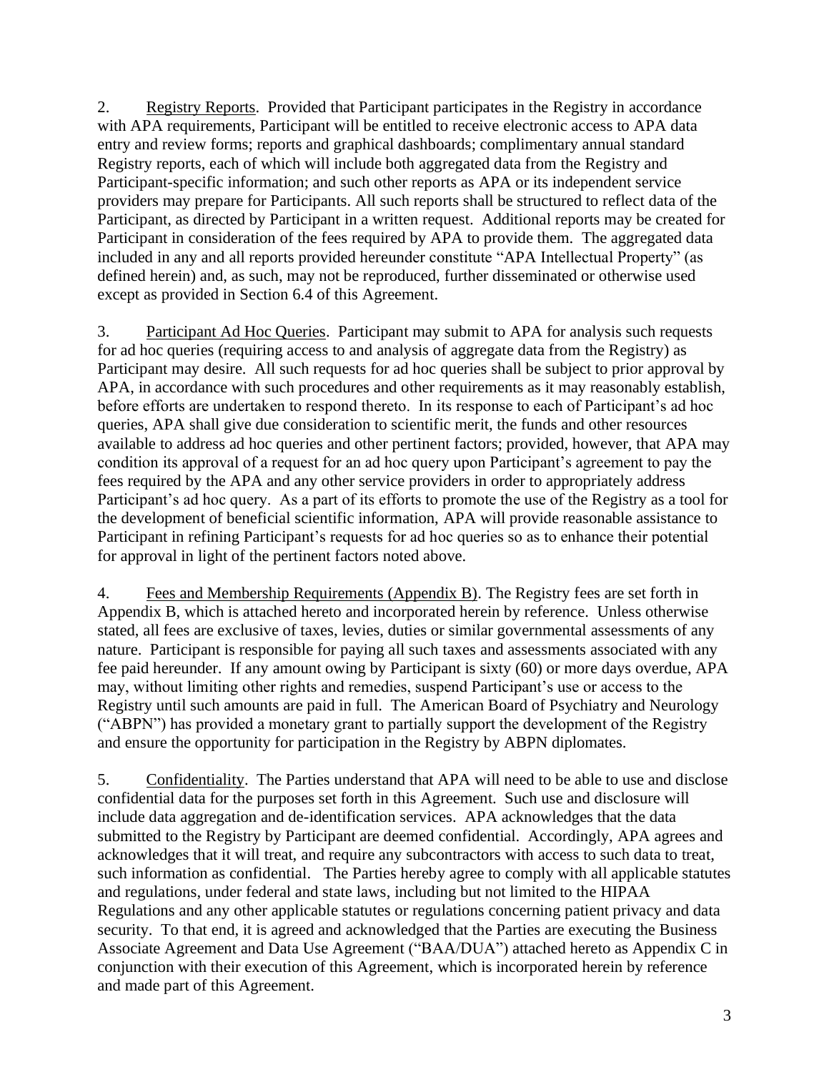2. Registry Reports. Provided that Participant participates in the Registry in accordance with APA requirements, Participant will be entitled to receive electronic access to APA data entry and review forms; reports and graphical dashboards; complimentary annual standard Registry reports, each of which will include both aggregated data from the Registry and Participant-specific information; and such other reports as APA or its independent service providers may prepare for Participants. All such reports shall be structured to reflect data of the Participant, as directed by Participant in a written request. Additional reports may be created for Participant in consideration of the fees required by APA to provide them. The aggregated data included in any and all reports provided hereunder constitute "APA Intellectual Property" (as defined herein) and, as such, may not be reproduced, further disseminated or otherwise used except as provided in Section 6.4 of this Agreement.

3. Participant Ad Hoc Queries. Participant may submit to APA for analysis such requests for ad hoc queries (requiring access to and analysis of aggregate data from the Registry) as Participant may desire. All such requests for ad hoc queries shall be subject to prior approval by APA, in accordance with such procedures and other requirements as it may reasonably establish, before efforts are undertaken to respond thereto. In its response to each of Participant's ad hoc queries, APA shall give due consideration to scientific merit, the funds and other resources available to address ad hoc queries and other pertinent factors; provided, however, that APA may condition its approval of a request for an ad hoc query upon Participant's agreement to pay the fees required by the APA and any other service providers in order to appropriately address Participant's ad hoc query. As a part of its efforts to promote the use of the Registry as a tool for the development of beneficial scientific information, APA will provide reasonable assistance to Participant in refining Participant's requests for ad hoc queries so as to enhance their potential for approval in light of the pertinent factors noted above.

4. Fees and Membership Requirements (Appendix B). The Registry fees are set forth in Appendix B, which is attached hereto and incorporated herein by reference. Unless otherwise stated, all fees are exclusive of taxes, levies, duties or similar governmental assessments of any nature. Participant is responsible for paying all such taxes and assessments associated with any fee paid hereunder. If any amount owing by Participant is sixty (60) or more days overdue, APA may, without limiting other rights and remedies, suspend Participant's use or access to the Registry until such amounts are paid in full. The American Board of Psychiatry and Neurology ("ABPN") has provided a monetary grant to partially support the development of the Registry and ensure the opportunity for participation in the Registry by ABPN diplomates.

5. Confidentiality. The Parties understand that APA will need to be able to use and disclose confidential data for the purposes set forth in this Agreement. Such use and disclosure will include data aggregation and de-identification services. APA acknowledges that the data submitted to the Registry by Participant are deemed confidential. Accordingly, APA agrees and acknowledges that it will treat, and require any subcontractors with access to such data to treat, such information as confidential. The Parties hereby agree to comply with all applicable statutes and regulations, under federal and state laws, including but not limited to the HIPAA Regulations and any other applicable statutes or regulations concerning patient privacy and data security. To that end, it is agreed and acknowledged that the Parties are executing the Business Associate Agreement and Data Use Agreement ("BAA/DUA") attached hereto as Appendix C in conjunction with their execution of this Agreement, which is incorporated herein by reference and made part of this Agreement.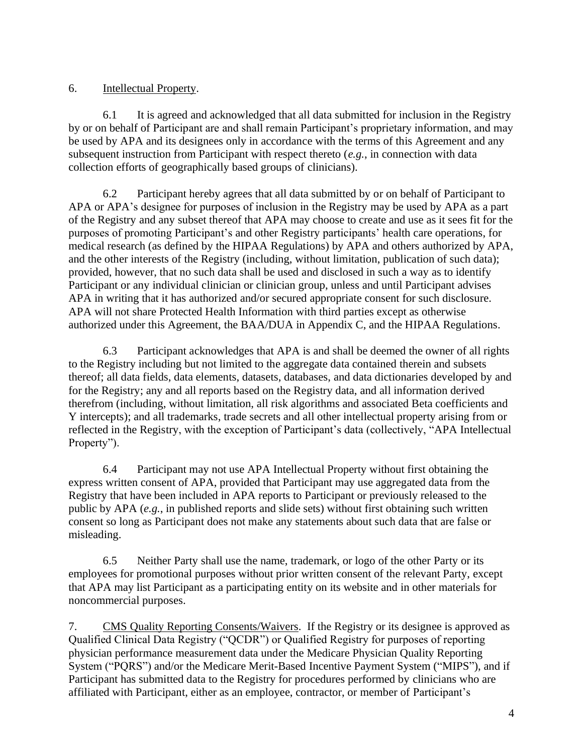6. <u>Intellectual Property</u>.

6.1 It is agreed and acknowledged that all data submitted for inclusion in the Registry by or on behalf of Participant are and shall remain Participant's proprietary information, and may be used by APA and its designees only in accordance with the terms of this Agreement and any subsequent instruction from Participant with respect thereto (*e.g.*, in connection with data collection efforts of geographically based groups of clinicians).

6.2 Participant hereby agrees that all data submitted by or on behalf of Participant to APA or APA's designee for purposes of inclusion in the Registry may be used by APA as a part of the Registry and any subset thereof that APA may choose to create and use as it sees fit for the purposes of promoting Participant's and other Registry participants' health care operations, for medical research (as defined by the HIPAA Regulations) by APA and others authorized by APA, and the other interests of the Registry (including, without limitation, publication of such data); provided, however, that no such data shall be used and disclosed in such a way as to identify Participant or any individual clinician or clinician group, unless and until Participant advises APA in writing that it has authorized and/or secured appropriate consent for such disclosure. APA will not share Protected Health Information with third parties except as otherwise authorized under this Agreement, the BAA/DUA in Appendix C, and the HIPAA Regulations.

6.3 Participant acknowledges that APA is and shall be deemed the owner of all rights to the Registry including but not limited to the aggregate data contained therein and subsets thereof; all data fields, data elements, datasets, databases, and data dictionaries developed by and for the Registry; any and all reports based on the Registry data, and all information derived therefrom (including, without limitation, all risk algorithms and associated Beta coefficients and Y intercepts); and all trademarks, trade secrets and all other intellectual property arising from or reflected in the Registry, with the exception of Participant's data (collectively, "APA Intellectual Property").

6.4 Participant may not use APA Intellectual Property without first obtaining the express written consent of APA, provided that Participant may use aggregated data from the Registry that have been included in APA reports to Participant or previously released to the public by APA (*e.g.*, in published reports and slide sets) without first obtaining such written consent so long as Participant does not make any statements about such data that are false or misleading.

6.5 Neither Party shall use the name, trademark, or logo of the other Party or its employees for promotional purposes without prior written consent of the relevant Party, except that APA may list Participant as a participating entity on its website and in other materials for noncommercial purposes.

7. <u>CMS Quality Reporting Consents/Waivers</u>. If the Registry or its designee is approved as Qualified Clinical Data Registry ("QCDR") or Qualified Registry for purposes of reporting physician performance measurement data under the Medicare Physician Quality Reporting System ("PQRS") and/or the Medicare Merit-Based Incentive Payment System ("MIPS"), and if Participant has submitted data to the Registry for procedures performed by clinicians who are affiliated with Participant, either as an employee, contractor, or member of Participant's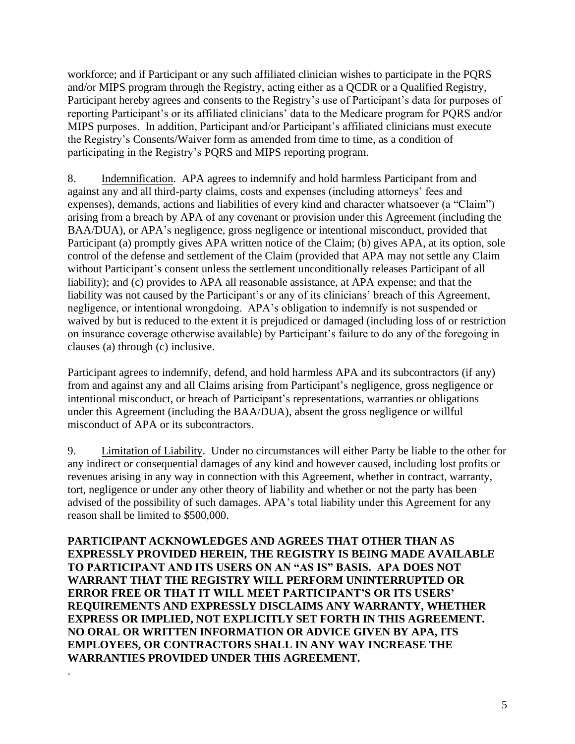workforce; and if Participant or any such affiliated clinician wishes to participate in the PQRS and/or MIPS program through the Registry, acting either as a QCDR or a Qualified Registry, Participant hereby agrees and consents to the Registry's use of Participant's data for purposes of reporting Participant's or its affiliated clinicians' data to the Medicare program for PQRS and/or MIPS purposes. In addition, Participant and/or Participant's affiliated clinicians must execute the Registry's Consents/Waiver form as amended from time to time, as a condition of participating in the Registry's PQRS and MIPS reporting program.

8. Indemnification. APA agrees to indemnify and hold harmless Participant from and against any and all third-party claims, costs and expenses (including attorneys' fees and expenses), demands, actions and liabilities of every kind and character whatsoever (a "Claim") arising from a breach by APA of any covenant or provision under this Agreement (including the BAA/DUA), or APA's negligence, gross negligence or intentional misconduct, provided that Participant (a) promptly gives APA written notice of the Claim; (b) gives APA, at its option, sole control of the defense and settlement of the Claim (provided that APA may not settle any Claim without Participant's consent unless the settlement unconditionally releases Participant of all liability); and (c) provides to APA all reasonable assistance, at APA expense; and that the liability was not caused by the Participant's or any of its clinicians' breach of this Agreement, negligence, or intentional wrongdoing. APA's obligation to indemnify is not suspended or waived by but is reduced to the extent it is prejudiced or damaged (including loss of or restriction on insurance coverage otherwise available) by Participant's failure to do any of the foregoing in clauses (a) through (c) inclusive.

Participant agrees to indemnify, defend, and hold harmless APA and its subcontractors (if any) from and against any and all Claims arising from Participant's negligence, gross negligence or intentional misconduct, or breach of Participant's representations, warranties or obligations under this Agreement (including the BAA/DUA), absent the gross negligence or willful misconduct of APA or its subcontractors.

9. Limitation of Liability. Under no circumstances will either Party be liable to the other for any indirect or consequential damages of any kind and however caused, including lost profits or revenues arising in any way in connection with this Agreement, whether in contract, warranty, tort, negligence or under any other theory of liability and whether or not the party has been advised of the possibility of such damages. APA's total liability under this Agreement for any reason shall be limited to $500,000.

**PARTICIPANT ACKNOWLEDGES AND AGREES THAT OTHER THAN AS EXPRESSLY PROVIDED HEREIN, THE REGISTRY IS BEING MADE AVAILABLE TO PARTICIPANT AND ITS USERS ON AN "AS IS" BASIS. APA DOES NOT WARRANT THAT THE REGISTRY WILL PERFORM UNINTERRUPTED OR ERROR FREE OR THAT IT WILL MEET PARTICIPANT'S OR ITS USERS' REQUIREMENTS AND EXPRESSLY DISCLAIMS ANY WARRANTY, WHETHER EXPRESS OR IMPLIED, NOT EXPLICITLY SET FORTH IN THIS AGREEMENT. NO ORAL OR WRITTEN INFORMATION OR ADVICE GIVEN BY APA, ITS EMPLOYEES, OR CONTRACTORS SHALL IN ANY WAY INCREASE THE WARRANTIES PROVIDED UNDER THIS AGREEMENT.**

.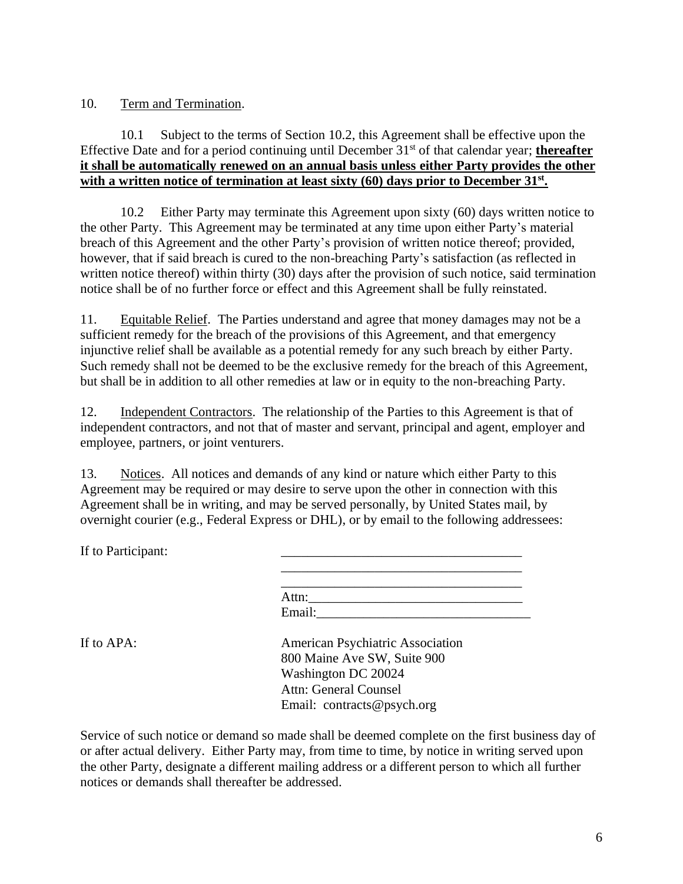10. Term and Termination.

10.1 Subject to the terms of Section 10.2, this Agreement shall be effective upon the Effective Date and for a period continuing until December 31st of that calendar year; **thereafter it shall be automatically renewed on an annual basis unless either Party provides the other with a written notice of termination at least sixty (60) days prior to December 31st.**

10.2 Either Party may terminate this Agreement upon sixty (60) days written notice to the other Party. This Agreement may be terminated at any time upon either Party's material breach of this Agreement and the other Party's provision of written notice thereof; provided, however, that if said breach is cured to the non-breaching Party's satisfaction (as reflected in written notice thereof) within thirty (30) days after the provision of such notice, said termination notice shall be of no further force or effect and this Agreement shall be fully reinstated.

11. Equitable Relief. The Parties understand and agree that money damages may not be a sufficient remedy for the breach of the provisions of this Agreement, and that emergency injunctive relief shall be available as a potential remedy for any such breach by either Party. Such remedy shall not be deemed to be the exclusive remedy for the breach of this Agreement, but shall be in addition to all other remedies at law or in equity to the non-breaching Party.

12. Independent Contractors. The relationship of the Parties to this Agreement is that of independent contractors, and not that of master and servant, principal and agent, employer and employee, partners, or joint venturers.

13. Notices. All notices and demands of any kind or nature which either Party to this Agreement may be required or may desire to serve upon the other in connection with this Agreement shall be in writing, and may be served personally, by United States mail, by overnight courier (e.g., Federal Express or DHL), or by email to the following addressees:

If to Participant: ____________________________________
____________________________________
____________________________________
Attn:________________________________
Email:_______________________________

If to APA:
American Psychiatric Association
800 Maine Ave SW, Suite 900
Washington DC 20024
Attn: General Counsel
Email: contracts@psych.org

Service of such notice or demand so made shall be deemed complete on the first business day of or after actual delivery. Either Party may, from time to time, by notice in writing served upon the other Party, designate a different mailing address or a different person to which all further notices or demands shall thereafter be addressed.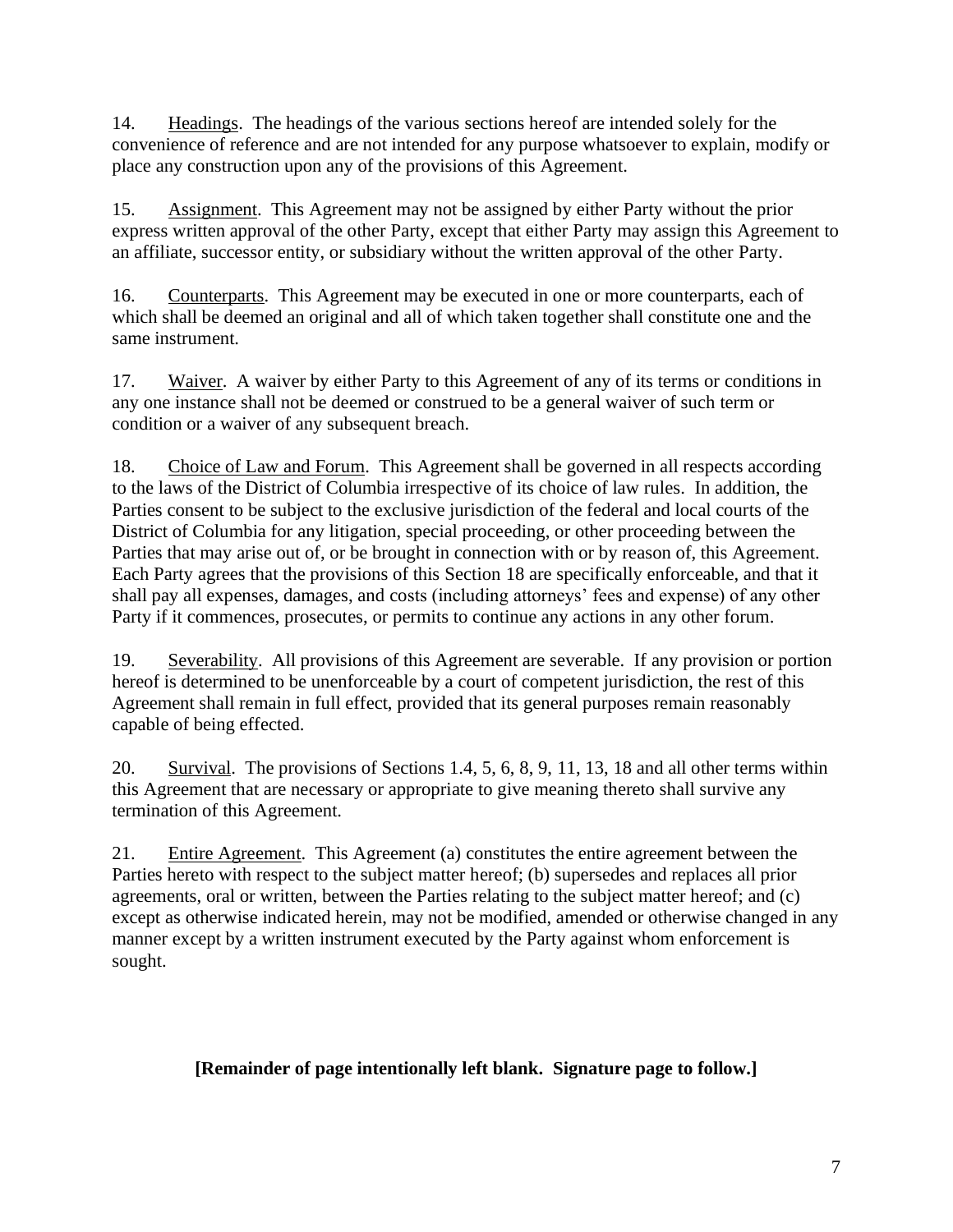14. Headings. The headings of the various sections hereof are intended solely for the convenience of reference and are not intended for any purpose whatsoever to explain, modify or place any construction upon any of the provisions of this Agreement.

15. Assignment. This Agreement may not be assigned by either Party without the prior express written approval of the other Party, except that either Party may assign this Agreement to an affiliate, successor entity, or subsidiary without the written approval of the other Party.

16. Counterparts. This Agreement may be executed in one or more counterparts, each of which shall be deemed an original and all of which taken together shall constitute one and the same instrument.

17. Waiver. A waiver by either Party to this Agreement of any of its terms or conditions in any one instance shall not be deemed or construed to be a general waiver of such term or condition or a waiver of any subsequent breach.

18. Choice of Law and Forum. This Agreement shall be governed in all respects according to the laws of the District of Columbia irrespective of its choice of law rules. In addition, the Parties consent to be subject to the exclusive jurisdiction of the federal and local courts of the District of Columbia for any litigation, special proceeding, or other proceeding between the Parties that may arise out of, or be brought in connection with or by reason of, this Agreement. Each Party agrees that the provisions of this Section 18 are specifically enforceable, and that it shall pay all expenses, damages, and costs (including attorneys' fees and expense) of any other Party if it commences, prosecutes, or permits to continue any actions in any other forum.

19. Severability. All provisions of this Agreement are severable. If any provision or portion hereof is determined to be unenforceable by a court of competent jurisdiction, the rest of this Agreement shall remain in full effect, provided that its general purposes remain reasonably capable of being effected.

20. Survival. The provisions of Sections 1.4, 5, 6, 8, 9, 11, 13, 18 and all other terms within this Agreement that are necessary or appropriate to give meaning thereto shall survive any termination of this Agreement.

21. Entire Agreement. This Agreement (a) constitutes the entire agreement between the Parties hereto with respect to the subject matter hereof; (b) supersedes and replaces all prior agreements, oral or written, between the Parties relating to the subject matter hereof; and (c) except as otherwise indicated herein, may not be modified, amended or otherwise changed in any manner except by a written instrument executed by the Party against whom enforcement is sought.

**[Remainder of page intentionally left blank. Signature page to follow.]**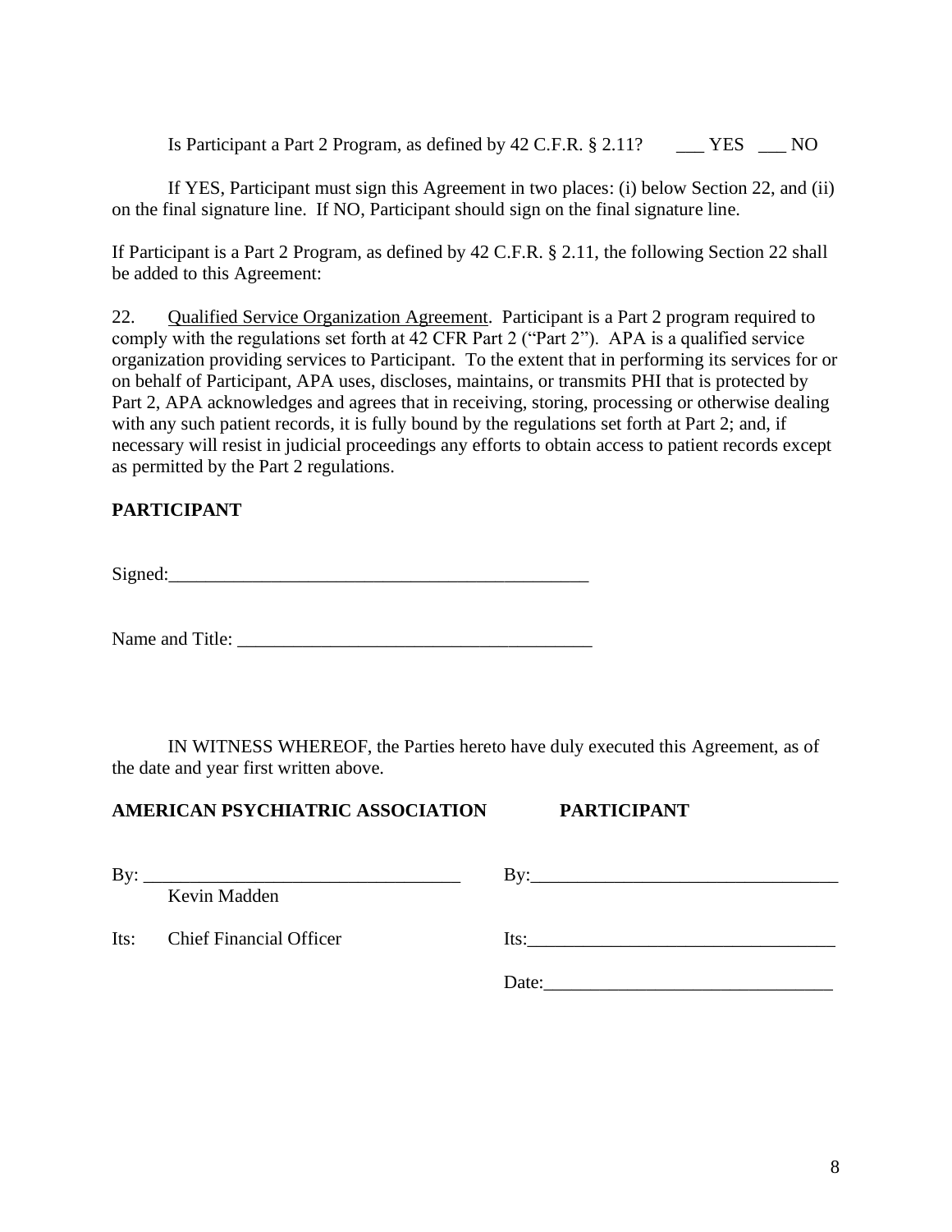Is Participant a Part 2 Program, as defined by 42 C.F.R. § 2.11? ___ YES ___ NO

If YES, Participant must sign this Agreement in two places: (i) below Section 22, and (ii) on the final signature line. If NO, Participant should sign on the final signature line.

If Participant is a Part 2 Program, as defined by 42 C.F.R. § 2.11, the following Section 22 shall be added to this Agreement:

22. Qualified Service Organization Agreement. Participant is a Part 2 program required to comply with the regulations set forth at 42 CFR Part 2 ("Part 2"). APA is a qualified service organization providing services to Participant. To the extent that in performing its services for or on behalf of Participant, APA uses, discloses, maintains, or transmits PHI that is protected by Part 2, APA acknowledges and agrees that in receiving, storing, processing or otherwise dealing with any such patient records, it is fully bound by the regulations set forth at Part 2; and, if necessary will resist in judicial proceedings any efforts to obtain access to patient records except as permitted by the Part 2 regulations.

**PARTICIPANT**

Signed:_______________________________________________

Name and Title: _______________________________________

IN WITNESS WHEREOF, the Parties hereto have duly executed this Agreement, as of the date and year first written above.

**AMERICAN PSYCHIATRIC ASSOCIATION**

By: ___________________________________
Kevin Madden

Its: Chief Financial Officer

**PARTICIPANT**

By:___________________________________

Its:___________________________________

Date:_________________________________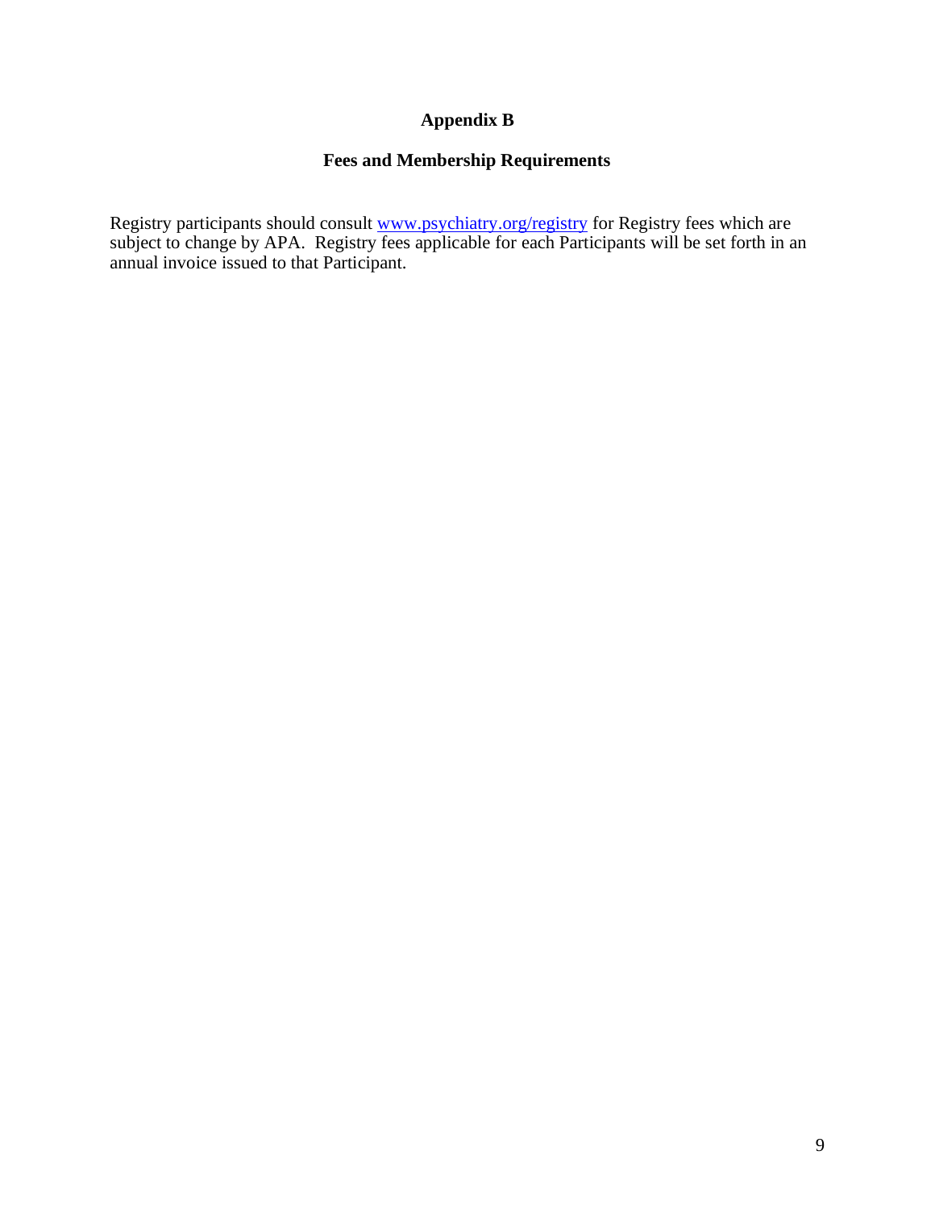## Appendix B

## Fees and Membership Requirements

Registry participants should consult [www.psychiatry.org/registry](http://www.psychiatry.org/registry) for Registry fees which are subject to change by APA. Registry fees applicable for each Participants will be set forth in an annual invoice issued to that Participant.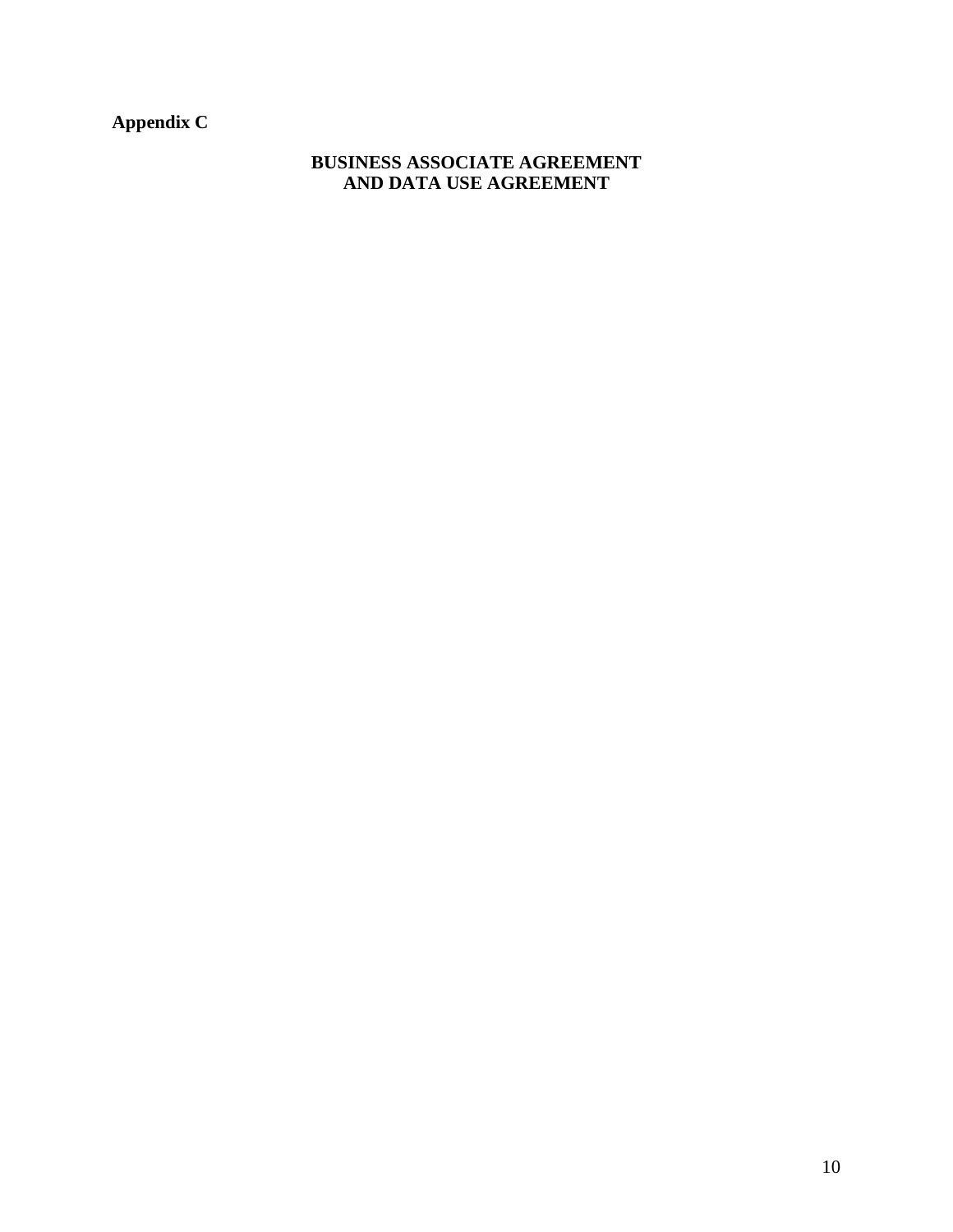**Appendix C**

## BUSINESS ASSOCIATE AGREEMENT AND DATA USE AGREEMENT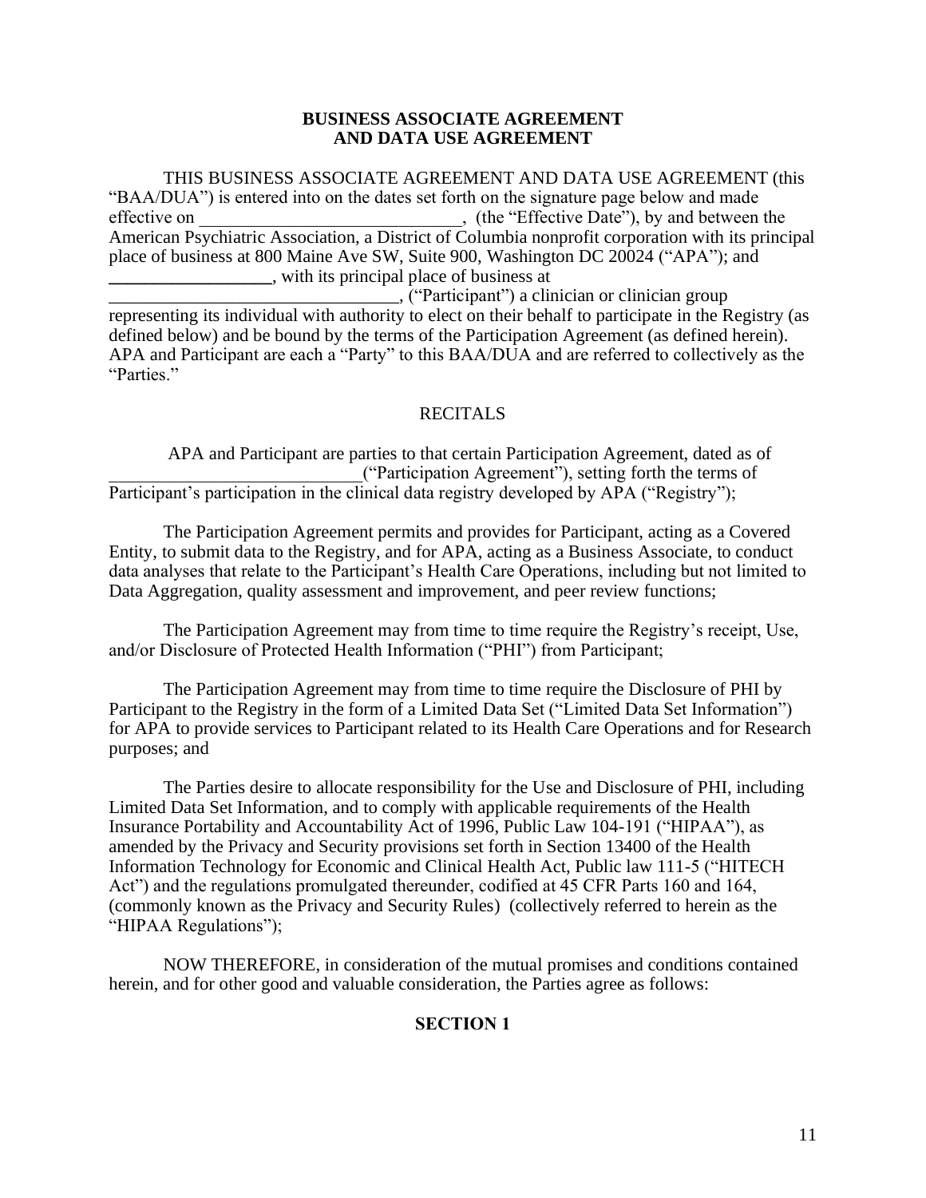**BUSINESS ASSOCIATE AGREEMENT AND DATA USE AGREEMENT**

THIS BUSINESS ASSOCIATE AGREEMENT AND DATA USE AGREEMENT (this "BAA/DUA") is entered into on the dates set forth on the signature page below and made effective on \_\_\_\_\_\_\_\_\_\_\_\_\_\_\_\_\_\_\_\_\_\_\_\_\_\_\_\_\_\_, (the "Effective Date"), by and between the American Psychiatric Association, a District of Columbia nonprofit corporation with its principal place of business at 800 Maine Ave SW, Suite 900, Washington DC 20024 ("APA"); and \_\_\_\_\_\_\_\_\_\_\_\_\_\_\_\_\_\_, with its principal place of business at \_\_\_\_\_\_\_\_\_\_\_\_\_\_\_\_\_\_\_\_\_\_\_\_\_\_\_\_\_\_\_\_\_\_, ("Participant") a clinician or clinician group representing its individual with authority to elect on their behalf to participate in the Registry (as defined below) and be bound by the terms of the Participation Agreement (as defined herein). APA and Participant are each a "Party" to this BAA/DUA and are referred to collectively as the "Parties."

RECITALS

APA and Participant are parties to that certain Participation Agreement, dated as of \_\_\_\_\_\_\_\_\_\_\_\_\_\_\_\_\_\_\_\_\_\_\_\_\_\_\_\_("Participation Agreement"), setting forth the terms of Participant's participation in the clinical data registry developed by APA ("Registry");

The Participation Agreement permits and provides for Participant, acting as a Covered Entity, to submit data to the Registry, and for APA, acting as a Business Associate, to conduct data analyses that relate to the Participant's Health Care Operations, including but not limited to Data Aggregation, quality assessment and improvement, and peer review functions;

The Participation Agreement may from time to time require the Registry's receipt, Use, and/or Disclosure of Protected Health Information ("PHI") from Participant;

The Participation Agreement may from time to time require the Disclosure of PHI by Participant to the Registry in the form of a Limited Data Set ("Limited Data Set Information") for APA to provide services to Participant related to its Health Care Operations and for Research purposes; and

The Parties desire to allocate responsibility for the Use and Disclosure of PHI, including Limited Data Set Information, and to comply with applicable requirements of the Health Insurance Portability and Accountability Act of 1996, Public Law 104-191 ("HIPAA"), as amended by the Privacy and Security provisions set forth in Section 13400 of the Health Information Technology for Economic and Clinical Health Act, Public law 111-5 ("HITECH Act") and the regulations promulgated thereunder, codified at 45 CFR Parts 160 and 164, (commonly known as the Privacy and Security Rules) (collectively referred to herein as the "HIPAA Regulations");

NOW THEREFORE, in consideration of the mutual promises and conditions contained herein, and for other good and valuable consideration, the Parties agree as follows:

**SECTION 1**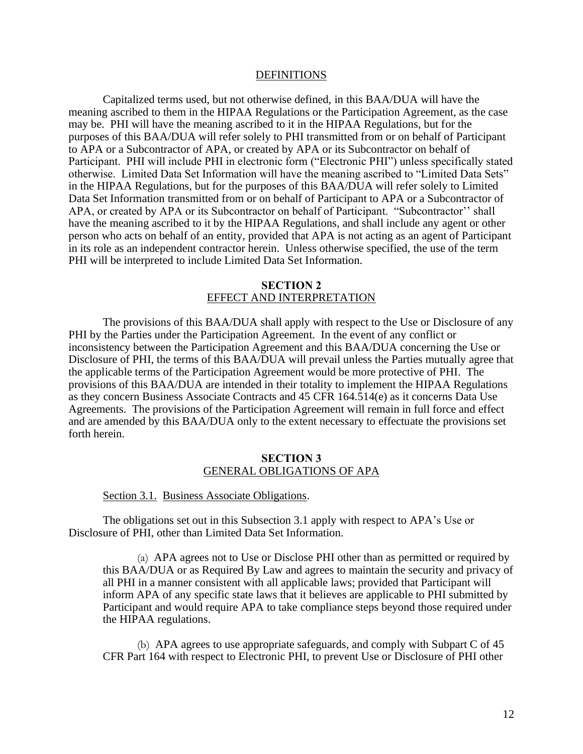## DEFINITIONS

Capitalized terms used, but not otherwise defined, in this BAA/DUA will have the meaning ascribed to them in the HIPAA Regulations or the Participation Agreement, as the case may be. PHI will have the meaning ascribed to it in the HIPAA Regulations, but for the purposes of this BAA/DUA will refer solely to PHI transmitted from or on behalf of Participant to APA or a Subcontractor of APA, or created by APA or its Subcontractor on behalf of Participant. PHI will include PHI in electronic form ("Electronic PHI") unless specifically stated otherwise. Limited Data Set Information will have the meaning ascribed to "Limited Data Sets" in the HIPAA Regulations, but for the purposes of this BAA/DUA will refer solely to Limited Data Set Information transmitted from or on behalf of Participant to APA or a Subcontractor of APA, or created by APA or its Subcontractor on behalf of Participant. "Subcontractor'' shall have the meaning ascribed to it by the HIPAA Regulations, and shall include any agent or other person who acts on behalf of an entity, provided that APA is not acting as an agent of Participant in its role as an independent contractor herein. Unless otherwise specified, the use of the term PHI will be interpreted to include Limited Data Set Information.

## SECTION 2
## EFFECT AND INTERPRETATION

The provisions of this BAA/DUA shall apply with respect to the Use or Disclosure of any PHI by the Parties under the Participation Agreement. In the event of any conflict or inconsistency between the Participation Agreement and this BAA/DUA concerning the Use or Disclosure of PHI, the terms of this BAA/DUA will prevail unless the Parties mutually agree that the applicable terms of the Participation Agreement would be more protective of PHI. The provisions of this BAA/DUA are intended in their totality to implement the HIPAA Regulations as they concern Business Associate Contracts and 45 CFR 164.514(e) as it concerns Data Use Agreements. The provisions of the Participation Agreement will remain in full force and effect and are amended by this BAA/DUA only to the extent necessary to effectuate the provisions set forth herein.

## SECTION 3
## GENERAL OBLIGATIONS OF APA

### Section 3.1. Business Associate Obligations.

The obligations set out in this Subsection 3.1 apply with respect to APA's Use or Disclosure of PHI, other than Limited Data Set Information.

(a) APA agrees not to Use or Disclose PHI other than as permitted or required by this BAA/DUA or as Required By Law and agrees to maintain the security and privacy of all PHI in a manner consistent with all applicable laws; provided that Participant will inform APA of any specific state laws that it believes are applicable to PHI submitted by Participant and would require APA to take compliance steps beyond those required under the HIPAA regulations.

(b) APA agrees to use appropriate safeguards, and comply with Subpart C of 45 CFR Part 164 with respect to Electronic PHI, to prevent Use or Disclosure of PHI other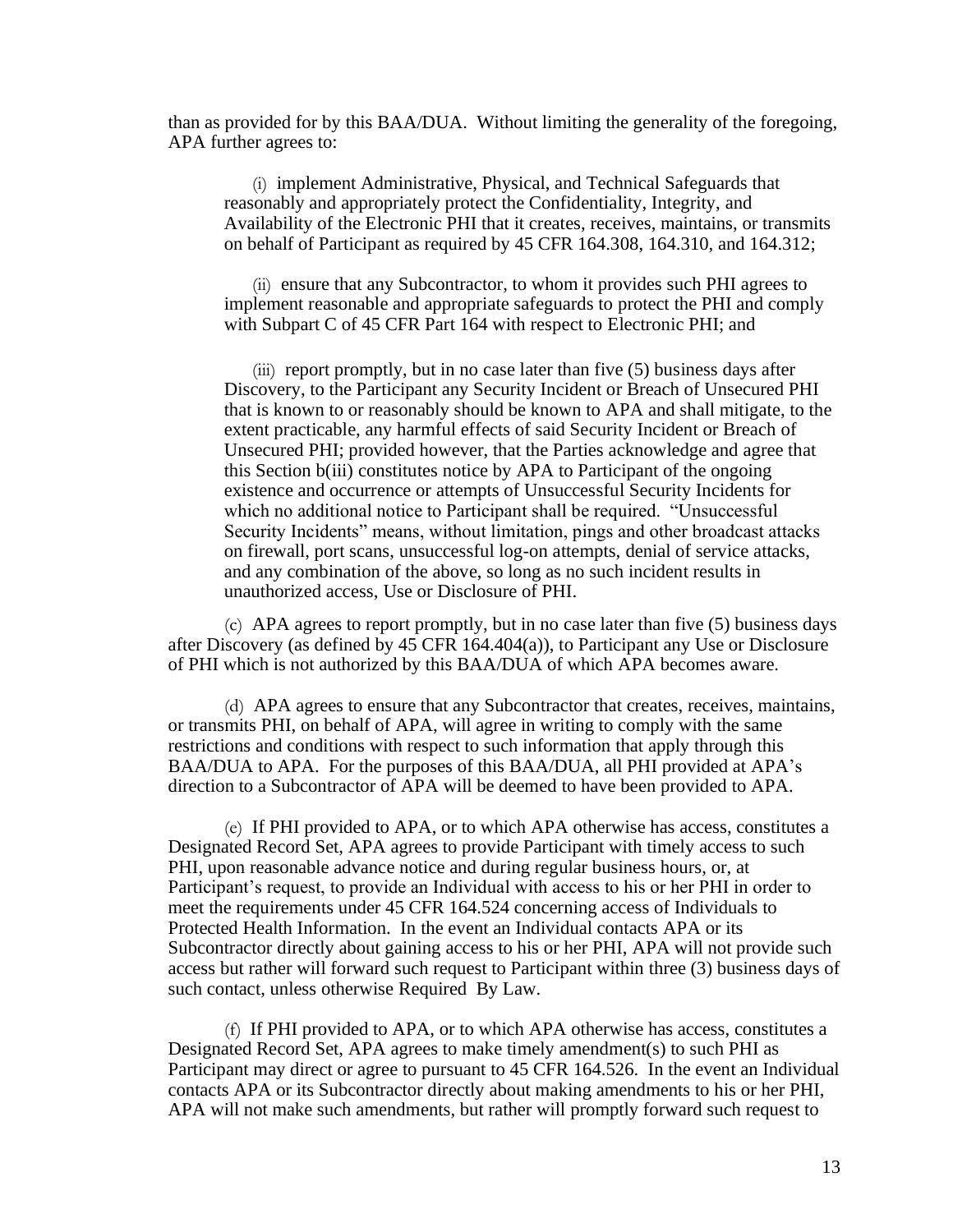than as provided for by this BAA/DUA. Without limiting the generality of the foregoing, APA further agrees to:

(i) implement Administrative, Physical, and Technical Safeguards that reasonably and appropriately protect the Confidentiality, Integrity, and Availability of the Electronic PHI that it creates, receives, maintains, or transmits on behalf of Participant as required by 45 CFR 164.308, 164.310, and 164.312;

(ii) ensure that any Subcontractor, to whom it provides such PHI agrees to implement reasonable and appropriate safeguards to protect the PHI and comply with Subpart C of 45 CFR Part 164 with respect to Electronic PHI; and

(iii) report promptly, but in no case later than five (5) business days after Discovery, to the Participant any Security Incident or Breach of Unsecured PHI that is known to or reasonably should be known to APA and shall mitigate, to the extent practicable, any harmful effects of said Security Incident or Breach of Unsecured PHI; provided however, that the Parties acknowledge and agree that this Section b(iii) constitutes notice by APA to Participant of the ongoing existence and occurrence or attempts of Unsuccessful Security Incidents for which no additional notice to Participant shall be required. "Unsuccessful Security Incidents" means, without limitation, pings and other broadcast attacks on firewall, port scans, unsuccessful log-on attempts, denial of service attacks, and any combination of the above, so long as no such incident results in unauthorized access, Use or Disclosure of PHI.

(c) APA agrees to report promptly, but in no case later than five (5) business days after Discovery (as defined by 45 CFR 164.404(a)), to Participant any Use or Disclosure of PHI which is not authorized by this BAA/DUA of which APA becomes aware.

(d) APA agrees to ensure that any Subcontractor that creates, receives, maintains, or transmits PHI, on behalf of APA, will agree in writing to comply with the same restrictions and conditions with respect to such information that apply through this BAA/DUA to APA. For the purposes of this BAA/DUA, all PHI provided at APA's direction to a Subcontractor of APA will be deemed to have been provided to APA.

(e) If PHI provided to APA, or to which APA otherwise has access, constitutes a Designated Record Set, APA agrees to provide Participant with timely access to such PHI, upon reasonable advance notice and during regular business hours, or, at Participant's request, to provide an Individual with access to his or her PHI in order to meet the requirements under 45 CFR 164.524 concerning access of Individuals to Protected Health Information. In the event an Individual contacts APA or its Subcontractor directly about gaining access to his or her PHI, APA will not provide such access but rather will forward such request to Participant within three (3) business days of such contact, unless otherwise Required By Law.

(f) If PHI provided to APA, or to which APA otherwise has access, constitutes a Designated Record Set, APA agrees to make timely amendment(s) to such PHI as Participant may direct or agree to pursuant to 45 CFR 164.526. In the event an Individual contacts APA or its Subcontractor directly about making amendments to his or her PHI, APA will not make such amendments, but rather will promptly forward such request to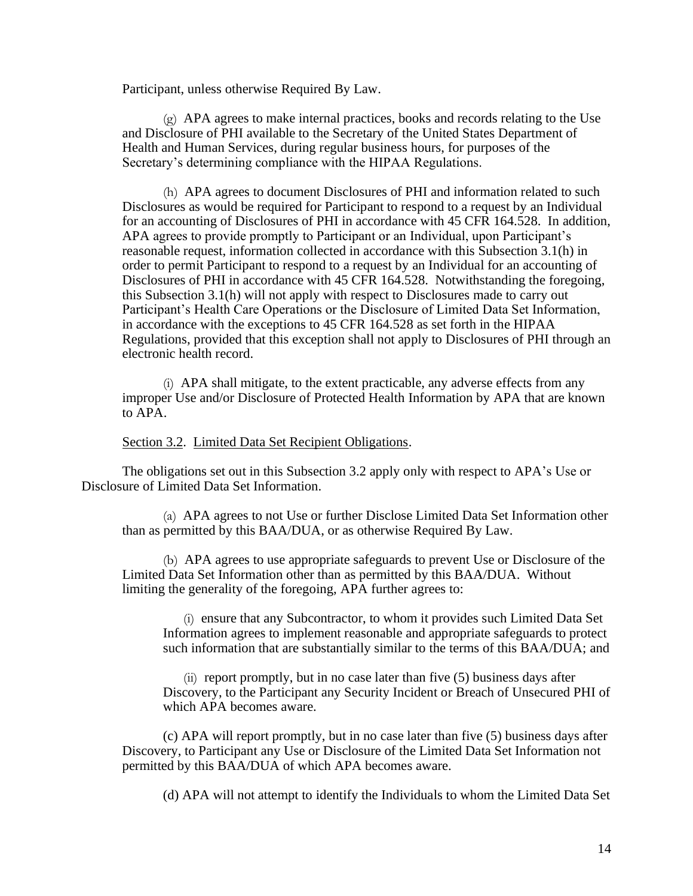Participant, unless otherwise Required By Law.

(g) APA agrees to make internal practices, books and records relating to the Use and Disclosure of PHI available to the Secretary of the United States Department of Health and Human Services, during regular business hours, for purposes of the Secretary's determining compliance with the HIPAA Regulations.

(h) APA agrees to document Disclosures of PHI and information related to such Disclosures as would be required for Participant to respond to a request by an Individual for an accounting of Disclosures of PHI in accordance with 45 CFR 164.528. In addition, APA agrees to provide promptly to Participant or an Individual, upon Participant's reasonable request, information collected in accordance with this Subsection 3.1(h) in order to permit Participant to respond to a request by an Individual for an accounting of Disclosures of PHI in accordance with 45 CFR 164.528. Notwithstanding the foregoing, this Subsection 3.1(h) will not apply with respect to Disclosures made to carry out Participant's Health Care Operations or the Disclosure of Limited Data Set Information, in accordance with the exceptions to 45 CFR 164.528 as set forth in the HIPAA Regulations, provided that this exception shall not apply to Disclosures of PHI through an electronic health record.

(i) APA shall mitigate, to the extent practicable, any adverse effects from any improper Use and/or Disclosure of Protected Health Information by APA that are known to APA.

Section 3.2. Limited Data Set Recipient Obligations.

The obligations set out in this Subsection 3.2 apply only with respect to APA's Use or Disclosure of Limited Data Set Information.

(a) APA agrees to not Use or further Disclose Limited Data Set Information other than as permitted by this BAA/DUA, or as otherwise Required By Law.

(b) APA agrees to use appropriate safeguards to prevent Use or Disclosure of the Limited Data Set Information other than as permitted by this BAA/DUA. Without limiting the generality of the foregoing, APA further agrees to:

(i) ensure that any Subcontractor, to whom it provides such Limited Data Set Information agrees to implement reasonable and appropriate safeguards to protect such information that are substantially similar to the terms of this BAA/DUA; and

(ii) report promptly, but in no case later than five (5) business days after Discovery, to the Participant any Security Incident or Breach of Unsecured PHI of which APA becomes aware.

(c) APA will report promptly, but in no case later than five (5) business days after Discovery, to Participant any Use or Disclosure of the Limited Data Set Information not permitted by this BAA/DUA of which APA becomes aware.

(d) APA will not attempt to identify the Individuals to whom the Limited Data Set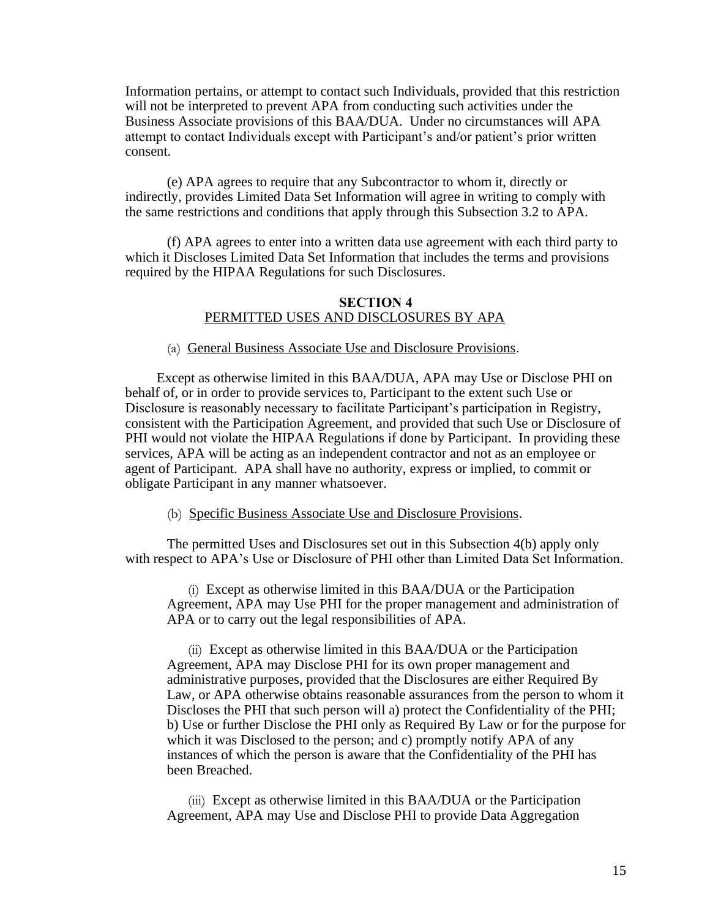Information pertains, or attempt to contact such Individuals, provided that this restriction will not be interpreted to prevent APA from conducting such activities under the Business Associate provisions of this BAA/DUA. Under no circumstances will APA attempt to contact Individuals except with Participant's and/or patient's prior written consent.

(e) APA agrees to require that any Subcontractor to whom it, directly or indirectly, provides Limited Data Set Information will agree in writing to comply with the same restrictions and conditions that apply through this Subsection 3.2 to APA.

(f) APA agrees to enter into a written data use agreement with each third party to which it Discloses Limited Data Set Information that includes the terms and provisions required by the HIPAA Regulations for such Disclosures.

## SECTION 4
## PERMITTED USES AND DISCLOSURES BY APA

(a) General Business Associate Use and Disclosure Provisions.

Except as otherwise limited in this BAA/DUA, APA may Use or Disclose PHI on behalf of, or in order to provide services to, Participant to the extent such Use or Disclosure is reasonably necessary to facilitate Participant's participation in Registry, consistent with the Participation Agreement, and provided that such Use or Disclosure of PHI would not violate the HIPAA Regulations if done by Participant. In providing these services, APA will be acting as an independent contractor and not as an employee or agent of Participant. APA shall have no authority, express or implied, to commit or obligate Participant in any manner whatsoever.

(b) Specific Business Associate Use and Disclosure Provisions.

The permitted Uses and Disclosures set out in this Subsection 4(b) apply only with respect to APA's Use or Disclosure of PHI other than Limited Data Set Information.

(i) Except as otherwise limited in this BAA/DUA or the Participation Agreement, APA may Use PHI for the proper management and administration of APA or to carry out the legal responsibilities of APA.

(ii) Except as otherwise limited in this BAA/DUA or the Participation Agreement, APA may Disclose PHI for its own proper management and administrative purposes, provided that the Disclosures are either Required By Law, or APA otherwise obtains reasonable assurances from the person to whom it Discloses the PHI that such person will a) protect the Confidentiality of the PHI; b) Use or further Disclose the PHI only as Required By Law or for the purpose for which it was Disclosed to the person; and c) promptly notify APA of any instances of which the person is aware that the Confidentiality of the PHI has been Breached.

(iii) Except as otherwise limited in this BAA/DUA or the Participation Agreement, APA may Use and Disclose PHI to provide Data Aggregation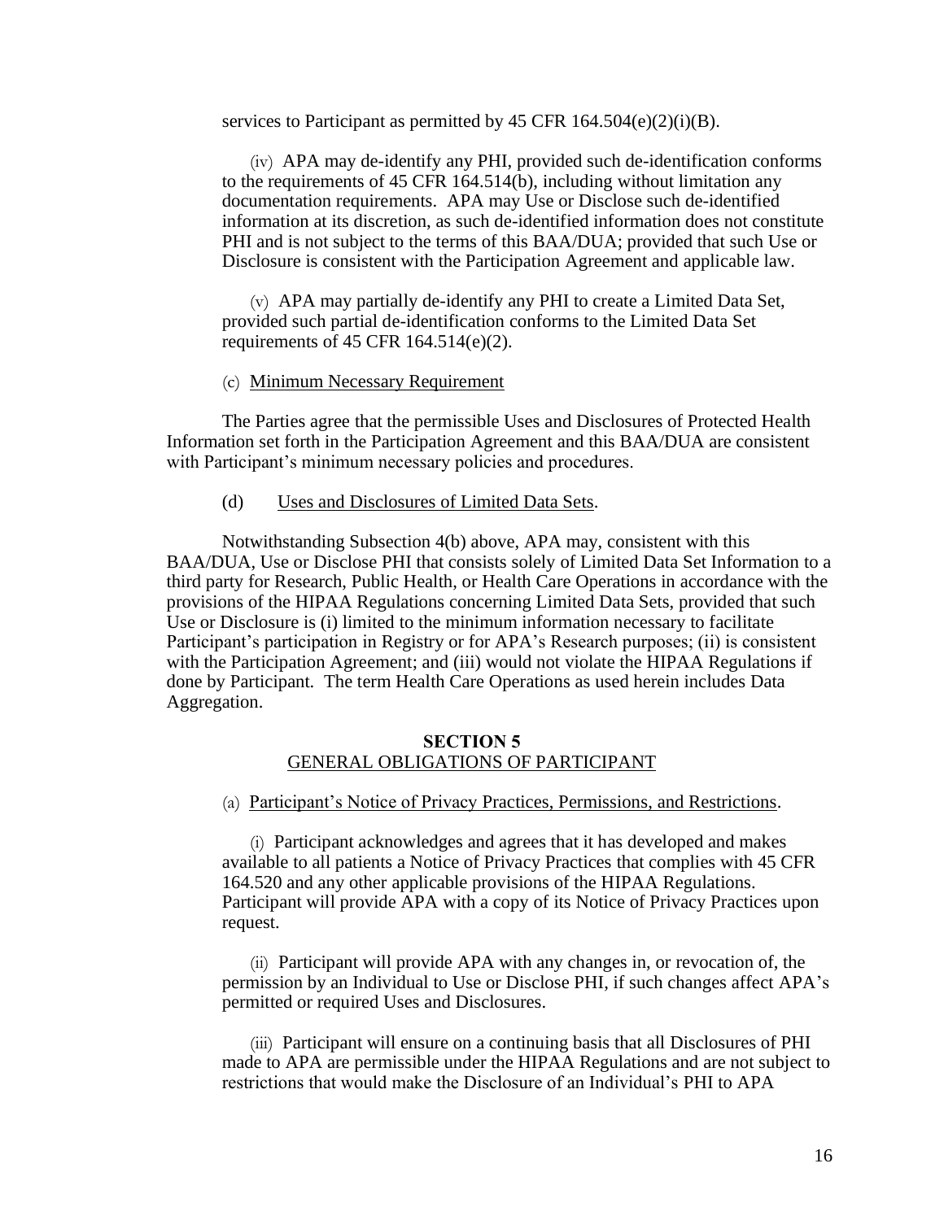services to Participant as permitted by 45 CFR 164.504(e)(2)(i)(B).

(iv) APA may de-identify any PHI, provided such de-identification conforms to the requirements of 45 CFR 164.514(b), including without limitation any documentation requirements. APA may Use or Disclose such de-identified information at its discretion, as such de-identified information does not constitute PHI and is not subject to the terms of this BAA/DUA; provided that such Use or Disclosure is consistent with the Participation Agreement and applicable law.

(v) APA may partially de-identify any PHI to create a Limited Data Set, provided such partial de-identification conforms to the Limited Data Set requirements of 45 CFR 164.514(e)(2).

(c) Minimum Necessary Requirement

The Parties agree that the permissible Uses and Disclosures of Protected Health Information set forth in the Participation Agreement and this BAA/DUA are consistent with Participant's minimum necessary policies and procedures.

(d) Uses and Disclosures of Limited Data Sets.

Notwithstanding Subsection 4(b) above, APA may, consistent with this BAA/DUA, Use or Disclose PHI that consists solely of Limited Data Set Information to a third party for Research, Public Health, or Health Care Operations in accordance with the provisions of the HIPAA Regulations concerning Limited Data Sets, provided that such Use or Disclosure is (i) limited to the minimum information necessary to facilitate Participant's participation in Registry or for APA's Research purposes; (ii) is consistent with the Participation Agreement; and (iii) would not violate the HIPAA Regulations if done by Participant. The term Health Care Operations as used herein includes Data Aggregation.

## SECTION 5
## GENERAL OBLIGATIONS OF PARTICIPANT

(a) Participant's Notice of Privacy Practices, Permissions, and Restrictions.

(i) Participant acknowledges and agrees that it has developed and makes available to all patients a Notice of Privacy Practices that complies with 45 CFR 164.520 and any other applicable provisions of the HIPAA Regulations. Participant will provide APA with a copy of its Notice of Privacy Practices upon request.

(ii) Participant will provide APA with any changes in, or revocation of, the permission by an Individual to Use or Disclose PHI, if such changes affect APA's permitted or required Uses and Disclosures.

(iii) Participant will ensure on a continuing basis that all Disclosures of PHI made to APA are permissible under the HIPAA Regulations and are not subject to restrictions that would make the Disclosure of an Individual's PHI to APA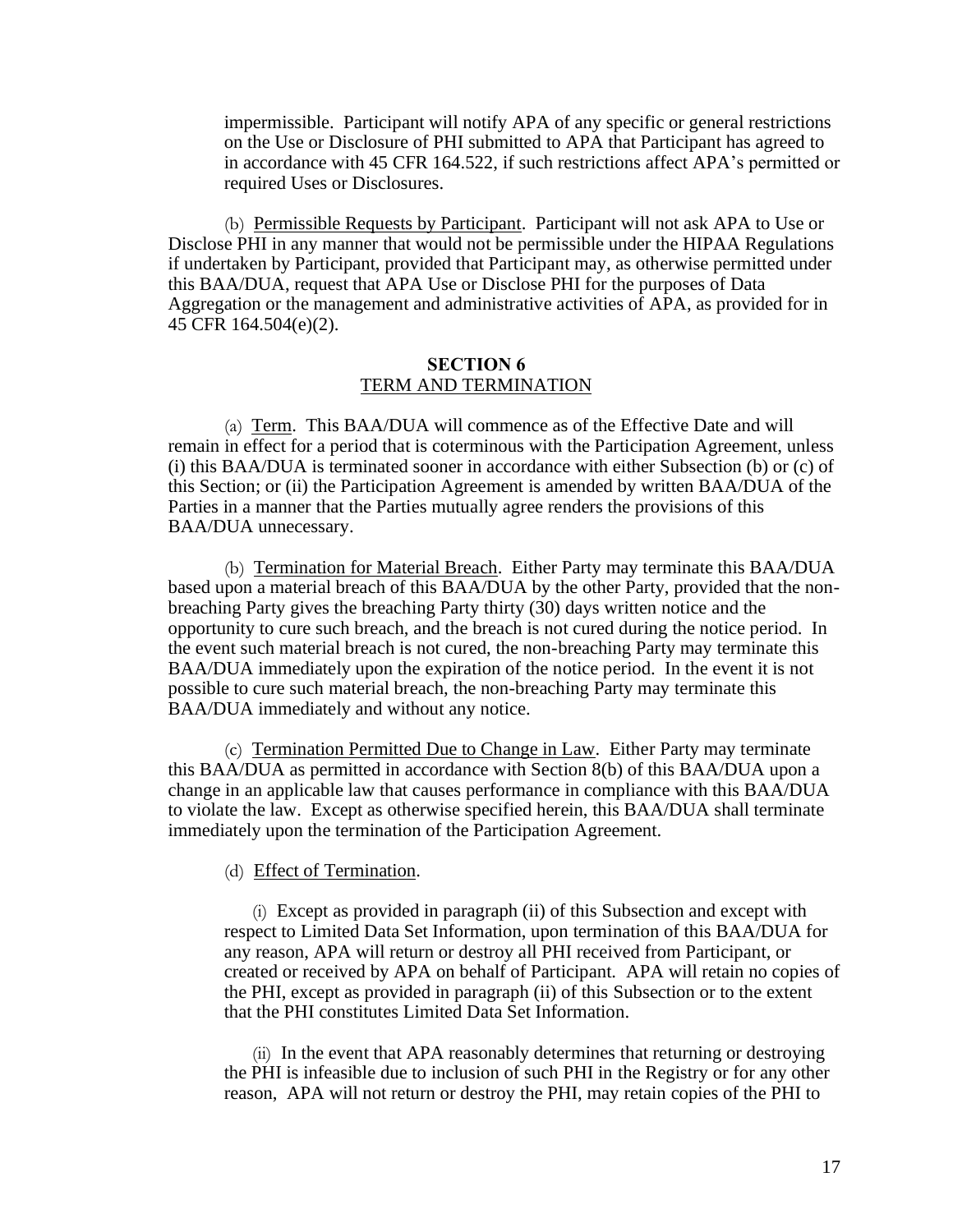impermissible. Participant will notify APA of any specific or general restrictions on the Use or Disclosure of PHI submitted to APA that Participant has agreed to in accordance with 45 CFR 164.522, if such restrictions affect APA's permitted or required Uses or Disclosures.

(b) Permissible Requests by Participant. Participant will not ask APA to Use or Disclose PHI in any manner that would not be permissible under the HIPAA Regulations if undertaken by Participant, provided that Participant may, as otherwise permitted under this BAA/DUA, request that APA Use or Disclose PHI for the purposes of Data Aggregation or the management and administrative activities of APA, as provided for in 45 CFR 164.504(e)(2).

## SECTION 6
## TERM AND TERMINATION

(a) Term. This BAA/DUA will commence as of the Effective Date and will remain in effect for a period that is coterminous with the Participation Agreement, unless (i) this BAA/DUA is terminated sooner in accordance with either Subsection (b) or (c) of this Section; or (ii) the Participation Agreement is amended by written BAA/DUA of the Parties in a manner that the Parties mutually agree renders the provisions of this BAA/DUA unnecessary.

(b) Termination for Material Breach. Either Party may terminate this BAA/DUA based upon a material breach of this BAA/DUA by the other Party, provided that the non-breaching Party gives the breaching Party thirty (30) days written notice and the opportunity to cure such breach, and the breach is not cured during the notice period. In the event such material breach is not cured, the non-breaching Party may terminate this BAA/DUA immediately upon the expiration of the notice period. In the event it is not possible to cure such material breach, the non-breaching Party may terminate this BAA/DUA immediately and without any notice.

(c) Termination Permitted Due to Change in Law. Either Party may terminate this BAA/DUA as permitted in accordance with Section 8(b) of this BAA/DUA upon a change in an applicable law that causes performance in compliance with this BAA/DUA to violate the law. Except as otherwise specified herein, this BAA/DUA shall terminate immediately upon the termination of the Participation Agreement.

(d) Effect of Termination.

(i) Except as provided in paragraph (ii) of this Subsection and except with respect to Limited Data Set Information, upon termination of this BAA/DUA for any reason, APA will return or destroy all PHI received from Participant, or created or received by APA on behalf of Participant. APA will retain no copies of the PHI, except as provided in paragraph (ii) of this Subsection or to the extent that the PHI constitutes Limited Data Set Information.

(ii) In the event that APA reasonably determines that returning or destroying the PHI is infeasible due to inclusion of such PHI in the Registry or for any other reason, APA will not return or destroy the PHI, may retain copies of the PHI to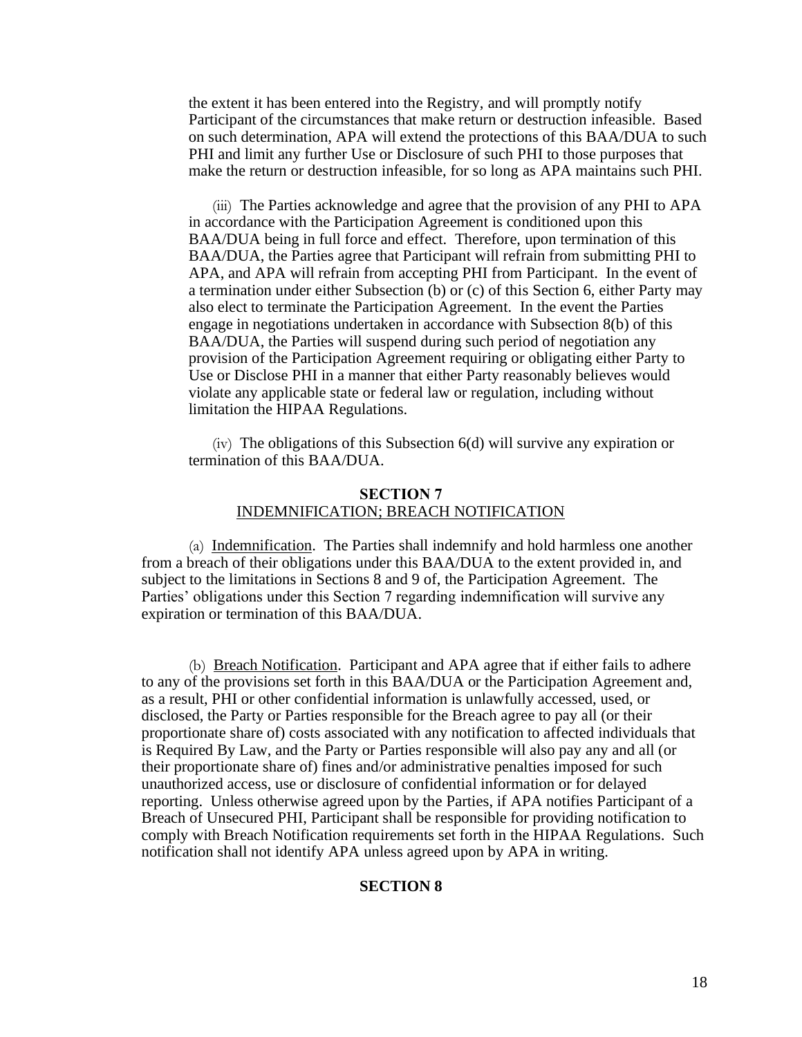the extent it has been entered into the Registry, and will promptly notify Participant of the circumstances that make return or destruction infeasible. Based on such determination, APA will extend the protections of this BAA/DUA to such PHI and limit any further Use or Disclosure of such PHI to those purposes that make the return or destruction infeasible, for so long as APA maintains such PHI.

(iii) The Parties acknowledge and agree that the provision of any PHI to APA in accordance with the Participation Agreement is conditioned upon this BAA/DUA being in full force and effect. Therefore, upon termination of this BAA/DUA, the Parties agree that Participant will refrain from submitting PHI to APA, and APA will refrain from accepting PHI from Participant. In the event of a termination under either Subsection (b) or (c) of this Section 6, either Party may also elect to terminate the Participation Agreement. In the event the Parties engage in negotiations undertaken in accordance with Subsection 8(b) of this BAA/DUA, the Parties will suspend during such period of negotiation any provision of the Participation Agreement requiring or obligating either Party to Use or Disclose PHI in a manner that either Party reasonably believes would violate any applicable state or federal law or regulation, including without limitation the HIPAA Regulations.

(iv) The obligations of this Subsection 6(d) will survive any expiration or termination of this BAA/DUA.

## SECTION 7
## INDEMNIFICATION; BREACH NOTIFICATION

(a) Indemnification. The Parties shall indemnify and hold harmless one another from a breach of their obligations under this BAA/DUA to the extent provided in, and subject to the limitations in Sections 8 and 9 of, the Participation Agreement. The Parties' obligations under this Section 7 regarding indemnification will survive any expiration or termination of this BAA/DUA.

(b) Breach Notification. Participant and APA agree that if either fails to adhere to any of the provisions set forth in this BAA/DUA or the Participation Agreement and, as a result, PHI or other confidential information is unlawfully accessed, used, or disclosed, the Party or Parties responsible for the Breach agree to pay all (or their proportionate share of) costs associated with any notification to affected individuals that is Required By Law, and the Party or Parties responsible will also pay any and all (or their proportionate share of) fines and/or administrative penalties imposed for such unauthorized access, use or disclosure of confidential information or for delayed reporting. Unless otherwise agreed upon by the Parties, if APA notifies Participant of a Breach of Unsecured PHI, Participant shall be responsible for providing notification to comply with Breach Notification requirements set forth in the HIPAA Regulations. Such notification shall not identify APA unless agreed upon by APA in writing.

## SECTION 8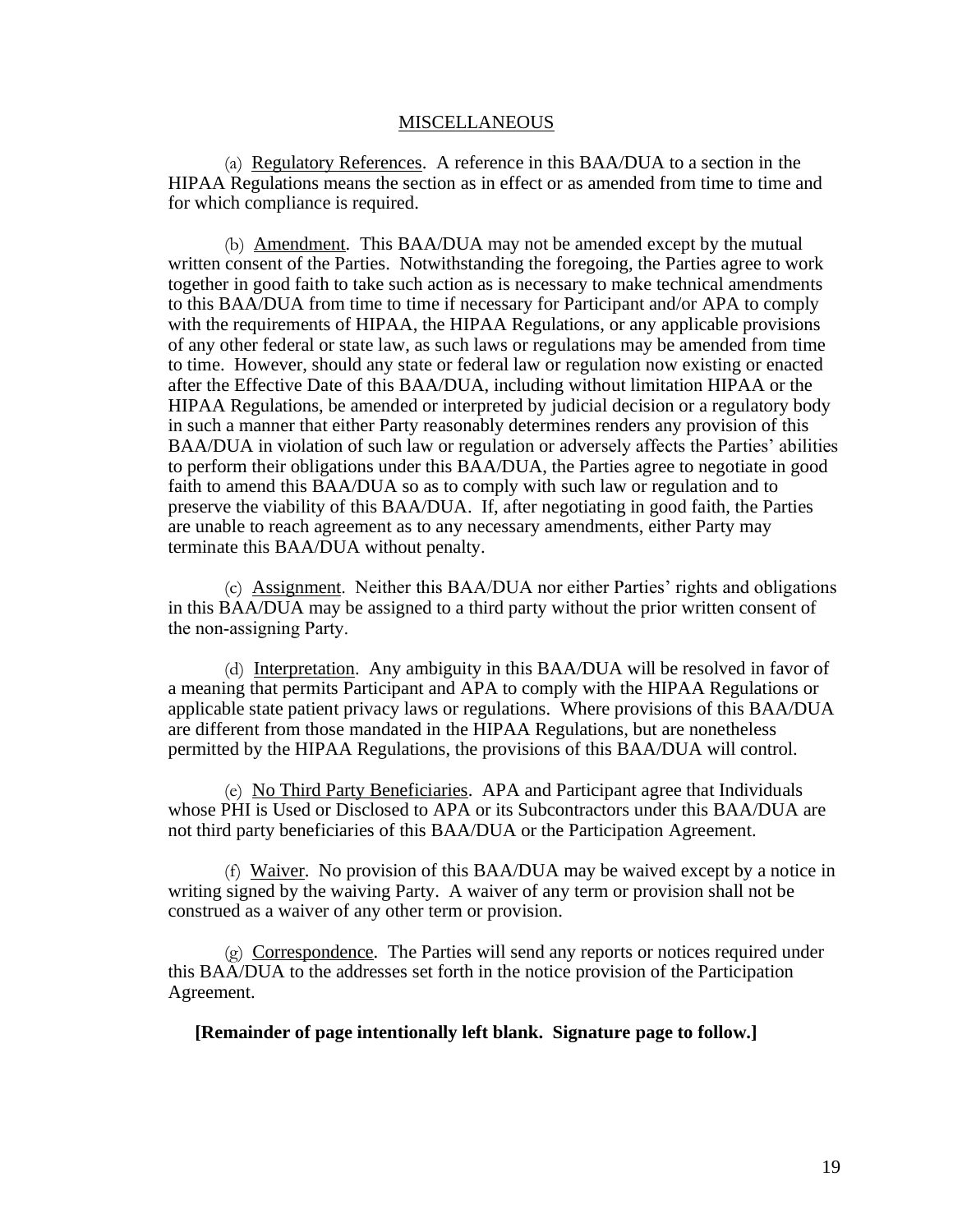## MISCELLANEOUS

(a) Regulatory References. A reference in this BAA/DUA to a section in the HIPAA Regulations means the section as in effect or as amended from time to time and for which compliance is required.

(b) Amendment. This BAA/DUA may not be amended except by the mutual written consent of the Parties. Notwithstanding the foregoing, the Parties agree to work together in good faith to take such action as is necessary to make technical amendments to this BAA/DUA from time to time if necessary for Participant and/or APA to comply with the requirements of HIPAA, the HIPAA Regulations, or any applicable provisions of any other federal or state law, as such laws or regulations may be amended from time to time. However, should any state or federal law or regulation now existing or enacted after the Effective Date of this BAA/DUA, including without limitation HIPAA or the HIPAA Regulations, be amended or interpreted by judicial decision or a regulatory body in such a manner that either Party reasonably determines renders any provision of this BAA/DUA in violation of such law or regulation or adversely affects the Parties' abilities to perform their obligations under this BAA/DUA, the Parties agree to negotiate in good faith to amend this BAA/DUA so as to comply with such law or regulation and to preserve the viability of this BAA/DUA. If, after negotiating in good faith, the Parties are unable to reach agreement as to any necessary amendments, either Party may terminate this BAA/DUA without penalty.

(c) Assignment. Neither this BAA/DUA nor either Parties' rights and obligations in this BAA/DUA may be assigned to a third party without the prior written consent of the non-assigning Party.

(d) Interpretation. Any ambiguity in this BAA/DUA will be resolved in favor of a meaning that permits Participant and APA to comply with the HIPAA Regulations or applicable state patient privacy laws or regulations. Where provisions of this BAA/DUA are different from those mandated in the HIPAA Regulations, but are nonetheless permitted by the HIPAA Regulations, the provisions of this BAA/DUA will control.

(e) No Third Party Beneficiaries. APA and Participant agree that Individuals whose PHI is Used or Disclosed to APA or its Subcontractors under this BAA/DUA are not third party beneficiaries of this BAA/DUA or the Participation Agreement.

(f) Waiver. No provision of this BAA/DUA may be waived except by a notice in writing signed by the waiving Party. A waiver of any term or provision shall not be construed as a waiver of any other term or provision.

(g) Correspondence. The Parties will send any reports or notices required under this BAA/DUA to the addresses set forth in the notice provision of the Participation Agreement.

**[Remainder of page intentionally left blank. Signature page to follow.]**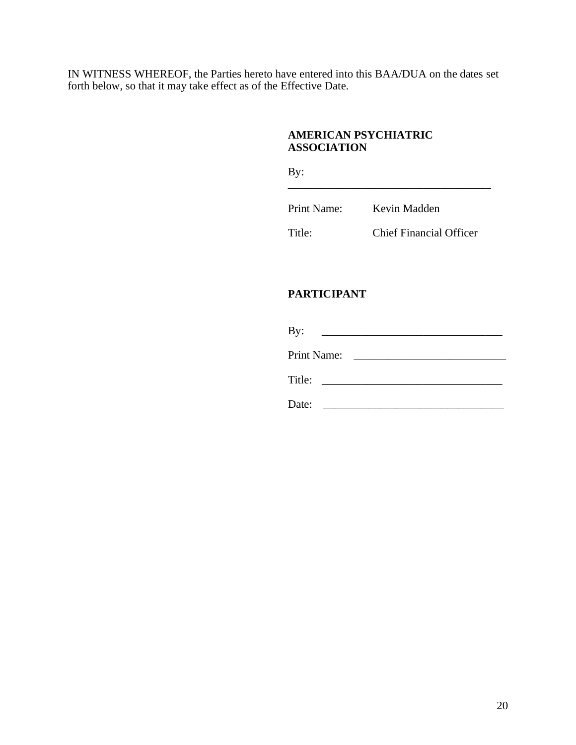IN WITNESS WHEREOF, the Parties hereto have entered into this BAA/DUA on the dates set forth below, so that it may take effect as of the Effective Date.

**AMERICAN PSYCHIATRIC ASSOCIATION**

By: ____________________________________

Print Name: Kevin Madden

Title: Chief Financial Officer

**PARTICIPANT**

By: ________________________________

Print Name: ___________________________

Title: ________________________________

Date: ________________________________